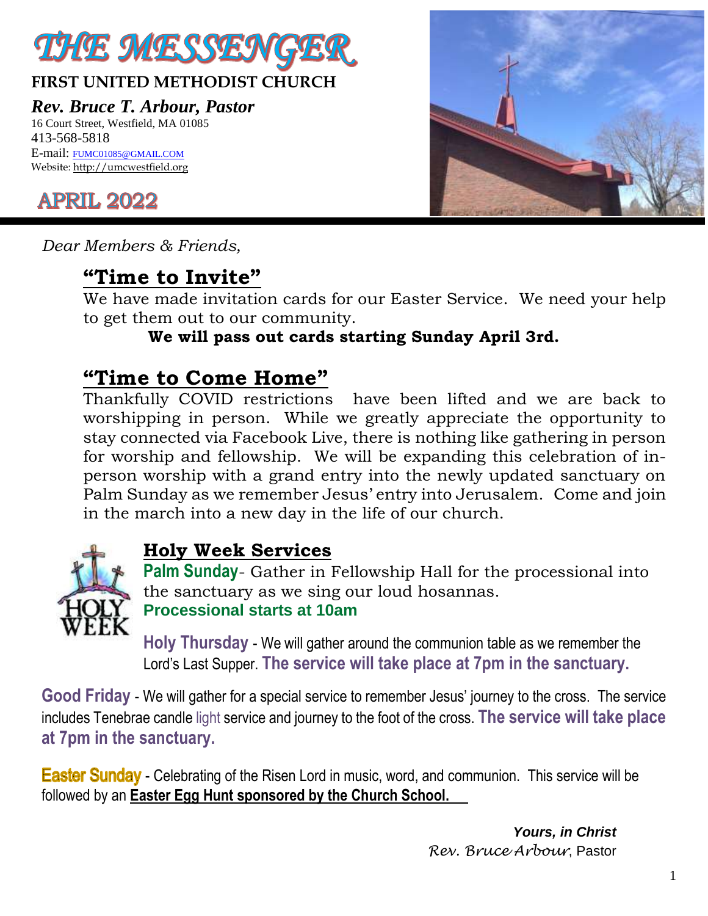# THE MESSENGER

**FIRST UNITED METHODIST CHURCH**

***Rev. Bruce T. Arbour, Pastor***

16 Court Street, Westfield, MA 01085
413-568-5818
E-mail: FUMC01085@GMAIL.COM
Website: http://umcwestfield.org

## APRIL 2022

*Dear Members & Friends,*

## "Time to Invite"

We have made invitation cards for our Easter Service. We need your help to get them out to our community.

**We will pass out cards starting Sunday April 3rd.**

## "Time to Come Home"

Thankfully COVID restrictions have been lifted and we are back to worshipping in person. While we greatly appreciate the opportunity to stay connected via Facebook Live, there is nothing like gathering in person for worship and fellowship. We will be expanding this celebration of in-person worship with a grand entry into the newly updated sanctuary on Palm Sunday as we remember Jesus' entry into Jerusalem. Come and join in the march into a new day in the life of our church.

## Holy Week Services

**Palm Sunday**- Gather in Fellowship Hall for the processional into the sanctuary as we sing our loud hosannas.
**Processional starts at 10am**

**Holy Thursday** - We will gather around the communion table as we remember the Lord's Last Supper. **The service will take place at 7pm in the sanctuary.**

**Good Friday** - We will gather for a special service to remember Jesus' journey to the cross. The service includes Tenebrae candle light service and journey to the foot of the cross. **The service will take place at 7pm in the sanctuary.**

**Easter Sunday** - Celebrating of the Risen Lord in music, word, and communion. This service will be followed by an **Easter Egg Hunt sponsored by the Church School.**

***Yours, in Christ***
*Rev. Bruce Arbour*, Pastor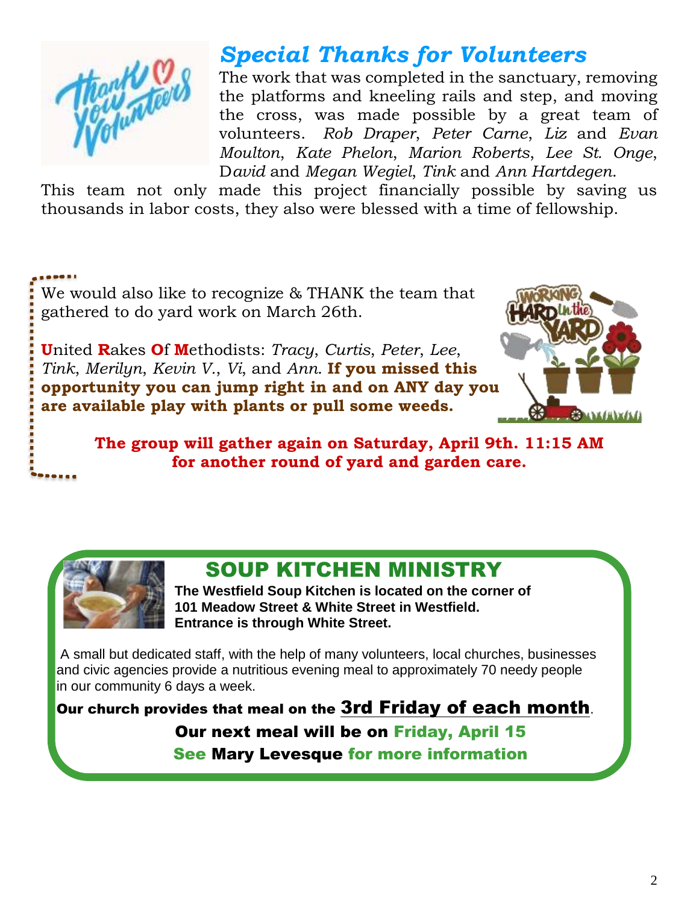## *Special Thanks for Volunteers*

The work that was completed in the sanctuary, removing the platforms and kneeling rails and step, and moving the cross, was made possible by a great team of volunteers. *Rob Draper*, *Peter Carne*, *Liz* and *Evan Moulton*, *Kate Phelon*, *Marion Roberts*, *Lee St. Onge*, D*avid* and *Megan Wegiel*, *Tink* and *Ann Hartdegen*. This team not only made this project financially possible by saving us thousands in labor costs, they also were blessed with a time of fellowship.

We would also like to recognize & THANK the team that gathered to do yard work on March 26th.

**U**nited **R**akes **O**f **M**ethodists: *Tracy*, *Curtis*, *Peter*, *Lee*, *Tink*, *Merilyn*, *Kevin V.*, *Vi*, and *Ann*. **If you missed this opportunity you can jump right in and on ANY day you are available play with plants or pull some weeds.**

**The group will gather again on Saturday, April 9th. 11:15 AM for another round of yard and garden care.**

## SOUP KITCHEN MINISTRY

**The Westfield Soup Kitchen is located on the corner of 101 Meadow Street & White Street in Westfield. Entrance is through White Street.**

A small but dedicated staff, with the help of many volunteers, local churches, businesses and civic agencies provide a nutritious evening meal to approximately 70 needy people in our community 6 days a week.

**Our church provides that meal on the 3rd Friday of each month.**

**Our next meal will be on Friday, April 15**

**See Mary Levesque for more information**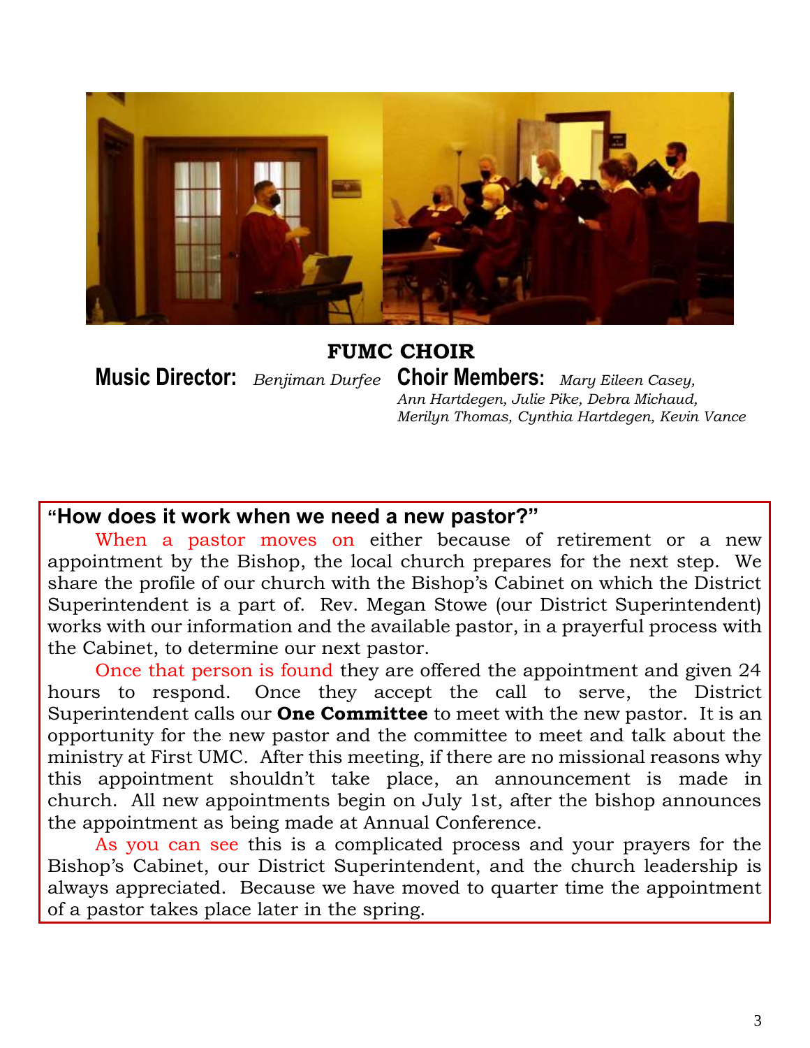## FUMC CHOIR

**Music Director:** *Benjiman Durfee* **Choir Members:** *Mary Eileen Casey, Ann Hartdegen, Julie Pike, Debra Michaud, Merilyn Thomas, Cynthia Hartdegen, Kevin Vance*

### "How does it work when we need a new pastor?"

When a pastor moves on either because of retirement or a new appointment by the Bishop, the local church prepares for the next step. We share the profile of our church with the Bishop's Cabinet on which the District Superintendent is a part of. Rev. Megan Stowe (our District Superintendent) works with our information and the available pastor, in a prayerful process with the Cabinet, to determine our next pastor.

Once that person is found they are offered the appointment and given 24 hours to respond. Once they accept the call to serve, the District Superintendent calls our **One Committee** to meet with the new pastor. It is an opportunity for the new pastor and the committee to meet and talk about the ministry at First UMC. After this meeting, if there are no missional reasons why this appointment shouldn't take place, an announcement is made in church. All new appointments begin on July 1st, after the bishop announces the appointment as being made at Annual Conference.

As you can see this is a complicated process and your prayers for the Bishop's Cabinet, our District Superintendent, and the church leadership is always appreciated. Because we have moved to quarter time the appointment of a pastor takes place later in the spring.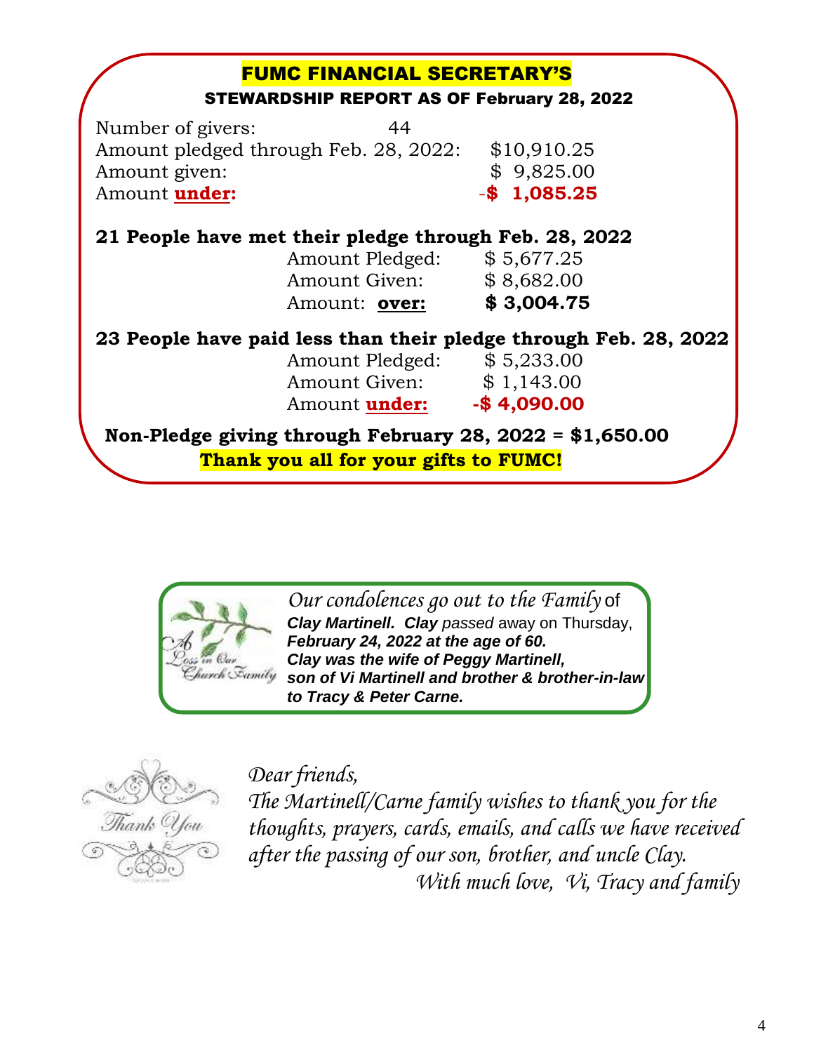## FUMC FINANCIAL SECRETARY'S

### STEWARDSHIP REPORT AS OF February 28, 2022

| | |
|---|---|
| Number of givers: | 44 |
| Amount pledged through Feb. 28, 2022: | $10,910.25 |
| Amount given: | $ 9,825.00 |
| Amount **under:** | **-$ 1,085.25** |

**21 People have met their pledge through Feb. 28, 2022**

| | |
|---|---|
| Amount Pledged: | $ 5,677.25 |
| Amount Given: | $ 8,682.00 |
| Amount: **over:** | **$ 3,004.75** |

**23 People have paid less than their pledge through Feb. 28, 2022**

| | |
|---|---|
| Amount Pledged: | $ 5,233.00 |
| Amount Given: | $ 1,143.00 |
| Amount **under:** | **-$ 4,090.00** |

**Non-Pledge giving through February 28, 2022 = $1,650.00**

**Thank you all for your gifts to FUMC!**

A Loss in Our Church Family

*Our condolences go out to the Family* of ***Clay Martinell. Clay*** *passed* away on Thursday, ***February 24, 2022 at the age of 60. Clay was the wife of Peggy Martinell, son of Vi Martinell and brother & brother-in-law to Tracy & Peter Carne.***

Thank You

*Dear friends,*

*The Martinell/Carne family wishes to thank you for the thoughts, prayers, cards, emails, and calls we have received after the passing of our son, brother, and uncle Clay.*

*With much love, Vi, Tracy and family*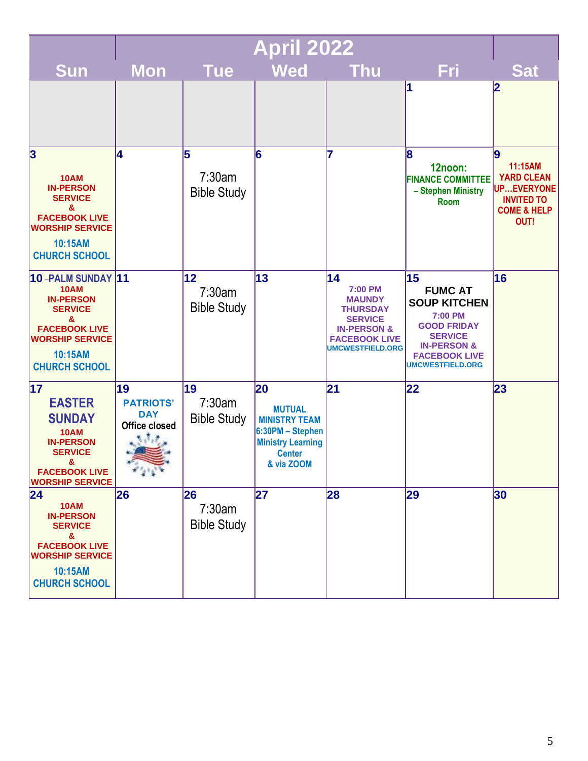# April 2022

| Sun | Mon | Tue | Wed | Thu | Fri | Sat |
|---|---|---|---|---|---|---|
| | | | | | 1 | 2 |
| 3<br>10AM IN-PERSON SERVICE & FACEBOOK LIVE WORSHIP SERVICE<br>10:15AM CHURCH SCHOOL | 4 | 5<br>7:30am Bible Study | 6 | 7 | 8<br>12noon: FINANCE COMMITTEE – Stephen Ministry Room | 9<br>11:15AM YARD CLEAN UP…EVERYONE INVITED TO COME & HELP OUT! |
| 10 –PALM SUNDAY<br>10AM IN-PERSON SERVICE & FACEBOOK LIVE WORSHIP SERVICE<br>10:15AM CHURCH SCHOOL | 11 | 12<br>7:30am Bible Study | 13 | 14<br>7:00 PM MAUNDY THURSDAY SERVICE IN-PERSON & FACEBOOK LIVE<br>UMCWESTFIELD.ORG | 15<br>FUMC AT SOUP KITCHEN<br>7:00 PM GOOD FRIDAY SERVICE IN-PERSON & FACEBOOK LIVE<br>UMCWESTFIELD.ORG | 16 |
| 17<br>EASTER SUNDAY<br>10AM IN-PERSON SERVICE & FACEBOOK LIVE WORSHIP SERVICE | 19<br>PATRIOTS' DAY<br>Office closed | 19<br>7:30am Bible Study | 20<br>MUTUAL MINISTRY TEAM<br>6:30PM – Stephen Ministry Learning Center & via ZOOM | 21 | 22 | 23 |
| 24<br>10AM IN-PERSON SERVICE & FACEBOOK LIVE WORSHIP SERVICE<br>10:15AM CHURCH SCHOOL | 26 | 26<br>7:30am Bible Study | 27 | 28 | 29 | 30 |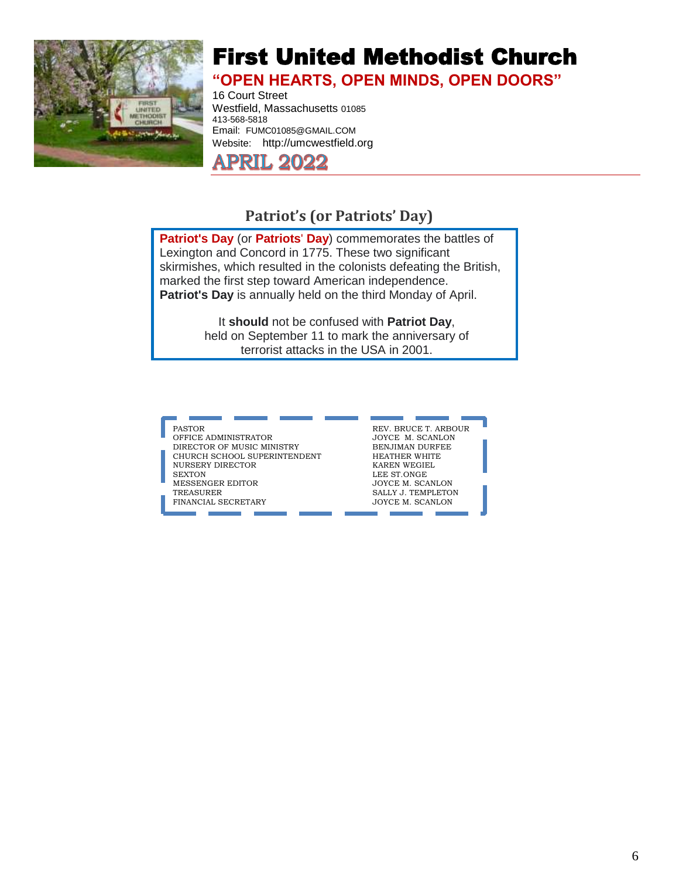# First United Methodist Church

**"OPEN HEARTS, OPEN MINDS, OPEN DOORS"**

16 Court Street
Westfield, Massachusetts 01085
413-568-5818
Email: FUMC01085@GMAIL.COM
Website: http://umcwestfield.org

## APRIL 2022

### Patriot's (or Patriots' Day)

**Patriot's Day** (or **Patriots' Day**) commemorates the battles of Lexington and Concord in 1775. These two significant skirmishes, which resulted in the colonists defeating the British, marked the first step toward American independence. **Patriot's Day** is annually held on the third Monday of April.

It **should** not be confused with **Patriot Day**, held on September 11 to mark the anniversary of terrorist attacks in the USA in 2001.

| | |
|---|---|
| PASTOR | REV. BRUCE T. ARBOUR |
| OFFICE ADMINISTRATOR | JOYCE M. SCANLON |
| DIRECTOR OF MUSIC MINISTRY | BENJIMAN DURFEE |
| CHURCH SCHOOL SUPERINTENDENT | HEATHER WHITE |
| NURSERY DIRECTOR | KAREN WEGIEL |
| SEXTON | LEE ST.ONGE |
| MESSENGER EDITOR | JOYCE M. SCANLON |
| TREASURER | SALLY J. TEMPLETON |
| FINANCIAL SECRETARY | JOYCE M. SCANLON |